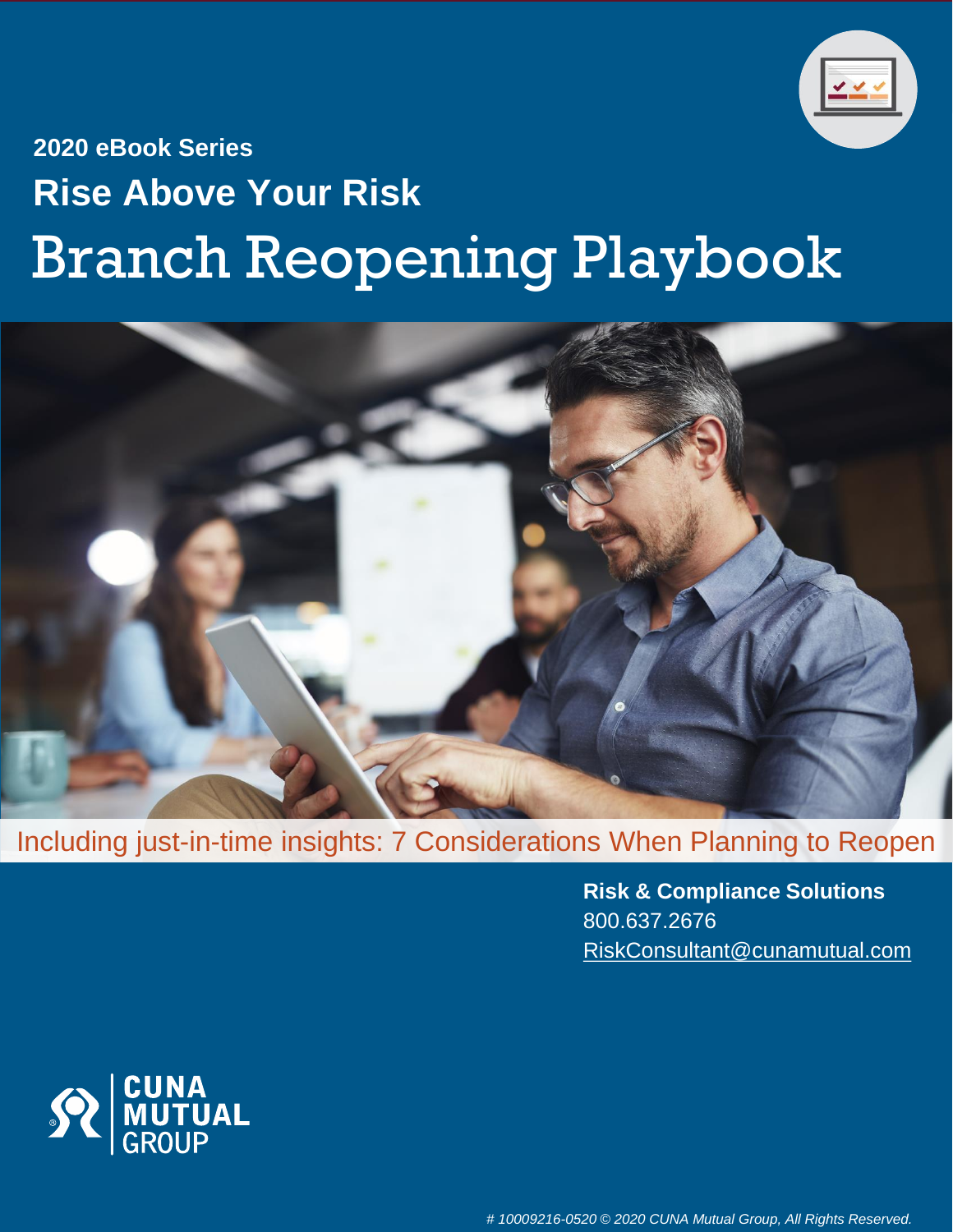**2020 eBook Series**

## Rise Above Your Risk

# Branch Reopening Playbook

Including just-in-time insights: 7 Considerations When Planning to Reopen

**Risk & Compliance Solutions**
800.637.2676
RiskConsultant@cunamutual.com

CUNA MUTUAL GROUP

*# 10009216-0520 © 2020 CUNA Mutual Group, All Rights Reserved.*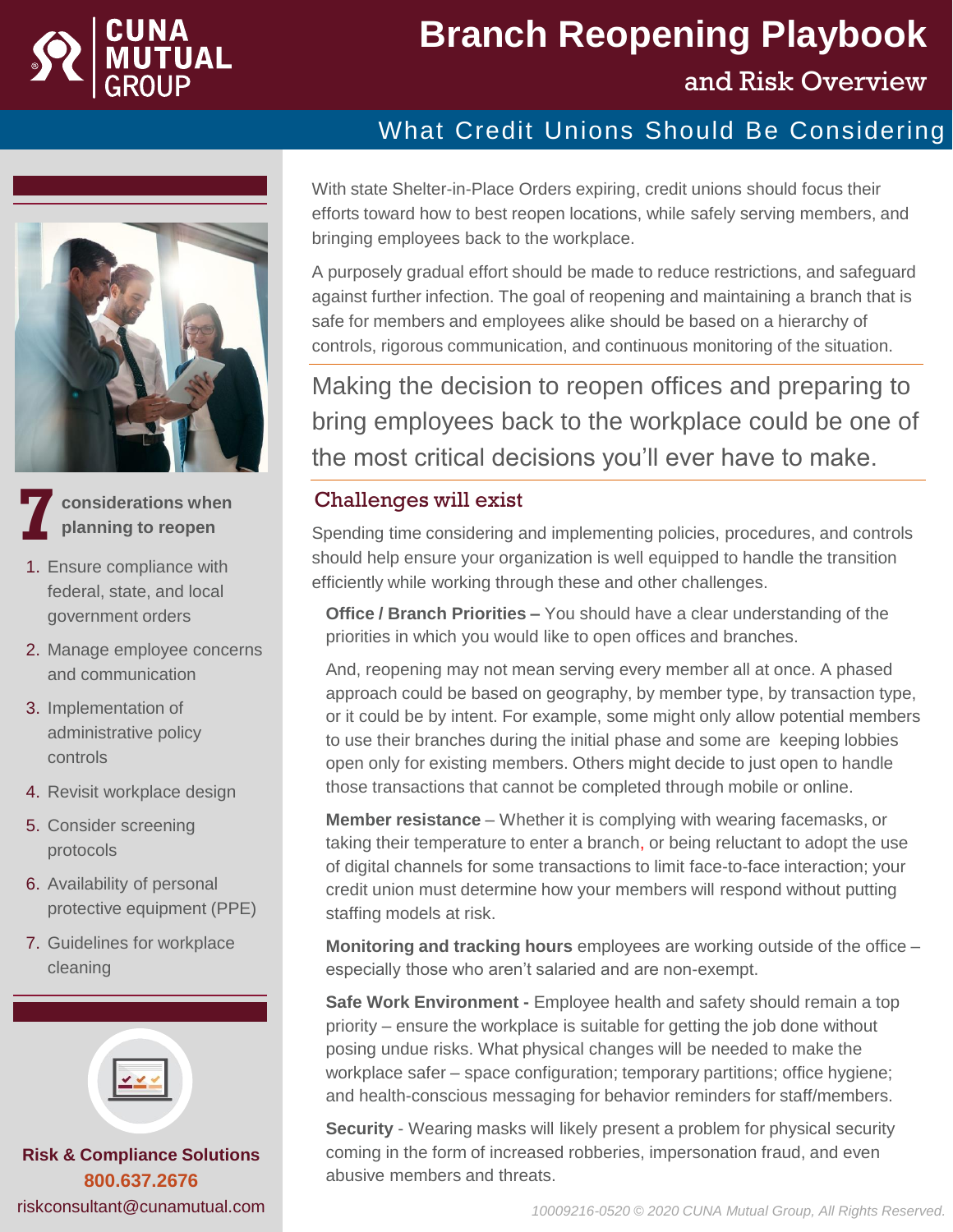# Branch Reopening Playbook

## and Risk Overview

### What Credit Unions Should Be Considering

With state Shelter-in-Place Orders expiring, credit unions should focus their efforts toward how to best reopen locations, while safely serving members, and bringing employees back to the workplace.

A purposely gradual effort should be made to reduce restrictions, and safeguard against further infection. The goal of reopening and maintaining a branch that is safe for members and employees alike should be based on a hierarchy of controls, rigorous communication, and continuous monitoring of the situation.

Making the decision to reopen offices and preparing to bring employees back to the workplace could be one of the most critical decisions you'll ever have to make.

## Challenges will exist

Spending time considering and implementing policies, procedures, and controls should help ensure your organization is well equipped to handle the transition efficiently while working through these and other challenges.

**Office / Branch Priorities –** You should have a clear understanding of the priorities in which you would like to open offices and branches.

And, reopening may not mean serving every member all at once. A phased approach could be based on geography, by member type, by transaction type, or it could be by intent. For example, some might only allow potential members to use their branches during the initial phase and some are keeping lobbies open only for existing members. Others might decide to just open to handle those transactions that cannot be completed through mobile or online.

**Member resistance** – Whether it is complying with wearing facemasks, or taking their temperature to enter a branch, or being reluctant to adopt the use of digital channels for some transactions to limit face-to-face interaction; your credit union must determine how your members will respond without putting staffing models at risk.

**Monitoring and tracking hours** employees are working outside of the office – especially those who aren't salaried and are non-exempt.

**Safe Work Environment -** Employee health and safety should remain a top priority – ensure the workplace is suitable for getting the job done without posing undue risks. What physical changes will be needed to make the workplace safer – space configuration; temporary partitions; office hygiene; and health-conscious messaging for behavior reminders for staff/members.

**Security** - Wearing masks will likely present a problem for physical security coming in the form of increased robberies, impersonation fraud, and even abusive members and threats.

## 7 considerations when planning to reopen

1. Ensure compliance with federal, state, and local government orders
2. Manage employee concerns and communication
3. Implementation of administrative policy controls
4. Revisit workplace design
5. Consider screening protocols
6. Availability of personal protective equipment (PPE)
7. Guidelines for workplace cleaning

**Risk & Compliance Solutions**
**800.637.2676**
riskconsultant@cunamutual.com

10009216-0520 © 2020 CUNA Mutual Group, All Rights Reserved.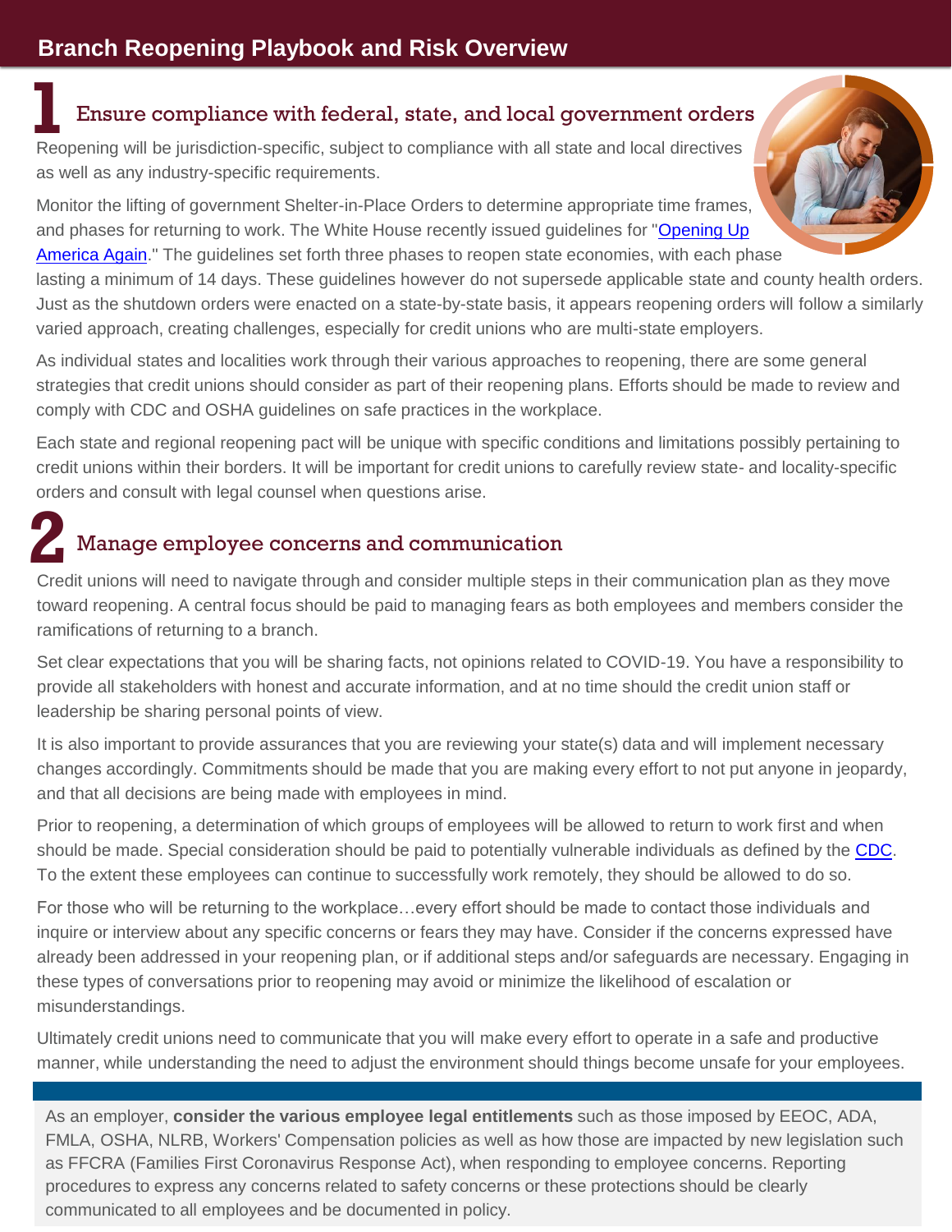# Branch Reopening Playbook and Risk Overview

## 1 Ensure compliance with federal, state, and local government orders

Reopening will be jurisdiction-specific, subject to compliance with all state and local directives as well as any industry-specific requirements.

Monitor the lifting of government Shelter-in-Place Orders to determine appropriate time frames, and phases for returning to work. The White House recently issued guidelines for "Opening Up America Again." The guidelines set forth three phases to reopen state economies, with each phase lasting a minimum of 14 days. These guidelines however do not supersede applicable state and county health orders. Just as the shutdown orders were enacted on a state-by-state basis, it appears reopening orders will follow a similarly varied approach, creating challenges, especially for credit unions who are multi-state employers.

As individual states and localities work through their various approaches to reopening, there are some general strategies that credit unions should consider as part of their reopening plans. Efforts should be made to review and comply with CDC and OSHA guidelines on safe practices in the workplace.

Each state and regional reopening pact will be unique with specific conditions and limitations possibly pertaining to credit unions within their borders. It will be important for credit unions to carefully review state- and locality-specific orders and consult with legal counsel when questions arise.

## 2 Manage employee concerns and communication

Credit unions will need to navigate through and consider multiple steps in their communication plan as they move toward reopening. A central focus should be paid to managing fears as both employees and members consider the ramifications of returning to a branch.

Set clear expectations that you will be sharing facts, not opinions related to COVID-19. You have a responsibility to provide all stakeholders with honest and accurate information, and at no time should the credit union staff or leadership be sharing personal points of view.

It is also important to provide assurances that you are reviewing your state(s) data and will implement necessary changes accordingly. Commitments should be made that you are making every effort to not put anyone in jeopardy, and that all decisions are being made with employees in mind.

Prior to reopening, a determination of which groups of employees will be allowed to return to work first and when should be made. Special consideration should be paid to potentially vulnerable individuals as defined by the CDC. To the extent these employees can continue to successfully work remotely, they should be allowed to do so.

For those who will be returning to the workplace…every effort should be made to contact those individuals and inquire or interview about any specific concerns or fears they may have. Consider if the concerns expressed have already been addressed in your reopening plan, or if additional steps and/or safeguards are necessary. Engaging in these types of conversations prior to reopening may avoid or minimize the likelihood of escalation or misunderstandings.

Ultimately credit unions need to communicate that you will make every effort to operate in a safe and productive manner, while understanding the need to adjust the environment should things become unsafe for your employees.

As an employer, **consider the various employee legal entitlements** such as those imposed by EEOC, ADA, FMLA, OSHA, NLRB, Workers' Compensation policies as well as how those are impacted by new legislation such as FFCRA (Families First Coronavirus Response Act), when responding to employee concerns. Reporting procedures to express any concerns related to safety concerns or these protections should be clearly communicated to all employees and be documented in policy.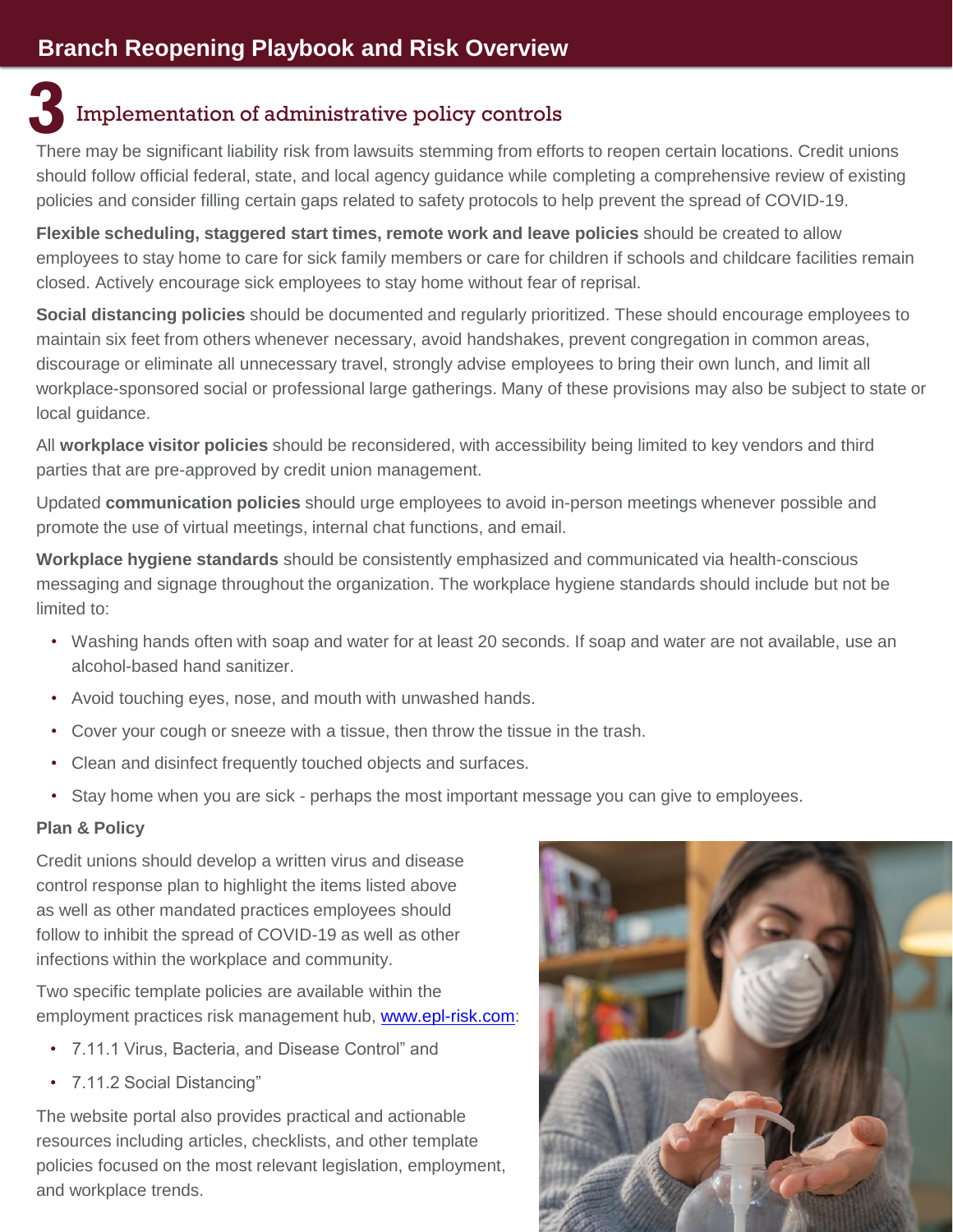## 3 Implementation of administrative policy controls

There may be significant liability risk from lawsuits stemming from efforts to reopen certain locations. Credit unions should follow official federal, state, and local agency guidance while completing a comprehensive review of existing policies and consider filling certain gaps related to safety protocols to help prevent the spread of COVID-19.

**Flexible scheduling, staggered start times, remote work and leave policies** should be created to allow employees to stay home to care for sick family members or care for children if schools and childcare facilities remain closed. Actively encourage sick employees to stay home without fear of reprisal.

**Social distancing policies** should be documented and regularly prioritized. These should encourage employees to maintain six feet from others whenever necessary, avoid handshakes, prevent congregation in common areas, discourage or eliminate all unnecessary travel, strongly advise employees to bring their own lunch, and limit all workplace-sponsored social or professional large gatherings. Many of these provisions may also be subject to state or local guidance.

All **workplace visitor policies** should be reconsidered, with accessibility being limited to key vendors and third parties that are pre-approved by credit union management.

Updated **communication policies** should urge employees to avoid in-person meetings whenever possible and promote the use of virtual meetings, internal chat functions, and email.

**Workplace hygiene standards** should be consistently emphasized and communicated via health-conscious messaging and signage throughout the organization. The workplace hygiene standards should include but not be limited to:

- Washing hands often with soap and water for at least 20 seconds. If soap and water are not available, use an alcohol-based hand sanitizer.
- Avoid touching eyes, nose, and mouth with unwashed hands.
- Cover your cough or sneeze with a tissue, then throw the tissue in the trash.
- Clean and disinfect frequently touched objects and surfaces.
- Stay home when you are sick - perhaps the most important message you can give to employees.

**Plan & Policy**

Credit unions should develop a written virus and disease control response plan to highlight the items listed above as well as other mandated practices employees should follow to inhibit the spread of COVID-19 as well as other infections within the workplace and community.

Two specific template policies are available within the employment practices risk management hub, www.epl-risk.com:

- 7.11.1 Virus, Bacteria, and Disease Control" and
- 7.11.2 Social Distancing"

The website portal also provides practical and actionable resources including articles, checklists, and other template policies focused on the most relevant legislation, employment, and workplace trends.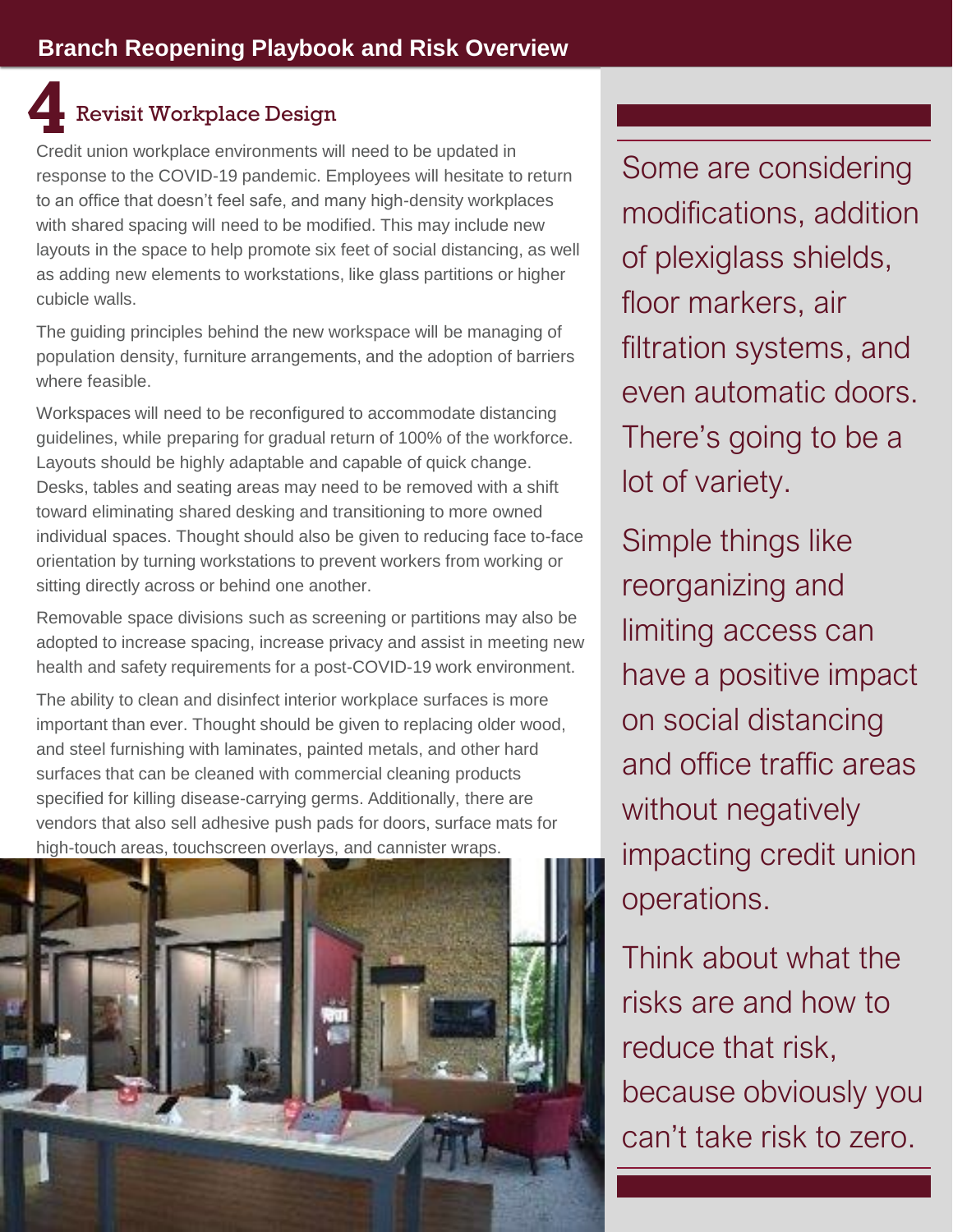## 4 Revisit Workplace Design

Credit union workplace environments will need to be updated in response to the COVID-19 pandemic. Employees will hesitate to return to an office that doesn't feel safe, and many high-density workplaces with shared spacing will need to be modified. This may include new layouts in the space to help promote six feet of social distancing, as well as adding new elements to workstations, like glass partitions or higher cubicle walls.

The guiding principles behind the new workspace will be managing of population density, furniture arrangements, and the adoption of barriers where feasible.

Workspaces will need to be reconfigured to accommodate distancing guidelines, while preparing for gradual return of 100% of the workforce. Layouts should be highly adaptable and capable of quick change. Desks, tables and seating areas may need to be removed with a shift toward eliminating shared desking and transitioning to more owned individual spaces. Thought should also be given to reducing face to-face orientation by turning workstations to prevent workers from working or sitting directly across or behind one another.

Removable space divisions such as screening or partitions may also be adopted to increase spacing, increase privacy and assist in meeting new health and safety requirements for a post-COVID-19 work environment.

The ability to clean and disinfect interior workplace surfaces is more important than ever. Thought should be given to replacing older wood, and steel furnishing with laminates, painted metals, and other hard surfaces that can be cleaned with commercial cleaning products specified for killing disease-carrying germs. Additionally, there are vendors that also sell adhesive push pads for doors, surface mats for high-touch areas, touchscreen overlays, and cannister wraps.

Some are considering modifications, addition of plexiglass shields, floor markers, air filtration systems, and even automatic doors. There's going to be a lot of variety.

Simple things like reorganizing and limiting access can have a positive impact on social distancing and office traffic areas without negatively impacting credit union operations.

Think about what the risks are and how to reduce that risk, because obviously you can't take risk to zero.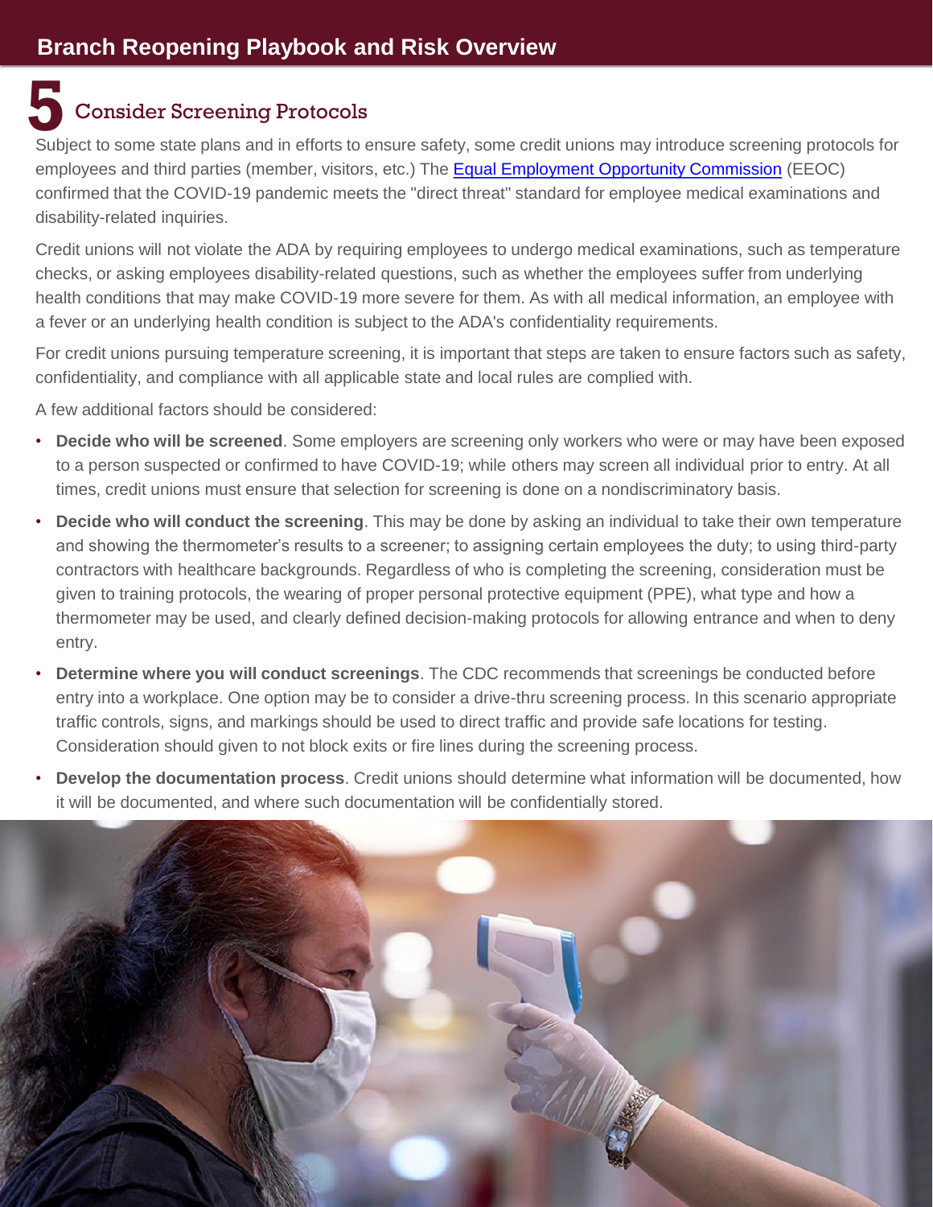## 5 Consider Screening Protocols

Subject to some state plans and in efforts to ensure safety, some credit unions may introduce screening protocols for employees and third parties (member, visitors, etc.) The Equal Employment Opportunity Commission (EEOC) confirmed that the COVID-19 pandemic meets the "direct threat" standard for employee medical examinations and disability-related inquiries.

Credit unions will not violate the ADA by requiring employees to undergo medical examinations, such as temperature checks, or asking employees disability-related questions, such as whether the employees suffer from underlying health conditions that may make COVID-19 more severe for them. As with all medical information, an employee with a fever or an underlying health condition is subject to the ADA's confidentiality requirements.

For credit unions pursuing temperature screening, it is important that steps are taken to ensure factors such as safety, confidentiality, and compliance with all applicable state and local rules are complied with.

A few additional factors should be considered:

- **Decide who will be screened**. Some employers are screening only workers who were or may have been exposed to a person suspected or confirmed to have COVID-19; while others may screen all individual prior to entry. At all times, credit unions must ensure that selection for screening is done on a nondiscriminatory basis.
- **Decide who will conduct the screening**. This may be done by asking an individual to take their own temperature and showing the thermometer's results to a screener; to assigning certain employees the duty; to using third-party contractors with healthcare backgrounds. Regardless of who is completing the screening, consideration must be given to training protocols, the wearing of proper personal protective equipment (PPE), what type and how a thermometer may be used, and clearly defined decision-making protocols for allowing entrance and when to deny entry.
- **Determine where you will conduct screenings**. The CDC recommends that screenings be conducted before entry into a workplace. One option may be to consider a drive-thru screening process. In this scenario appropriate traffic controls, signs, and markings should be used to direct traffic and provide safe locations for testing. Consideration should given to not block exits or fire lines during the screening process.
- **Develop the documentation process**. Credit unions should determine what information will be documented, how it will be documented, and where such documentation will be confidentially stored.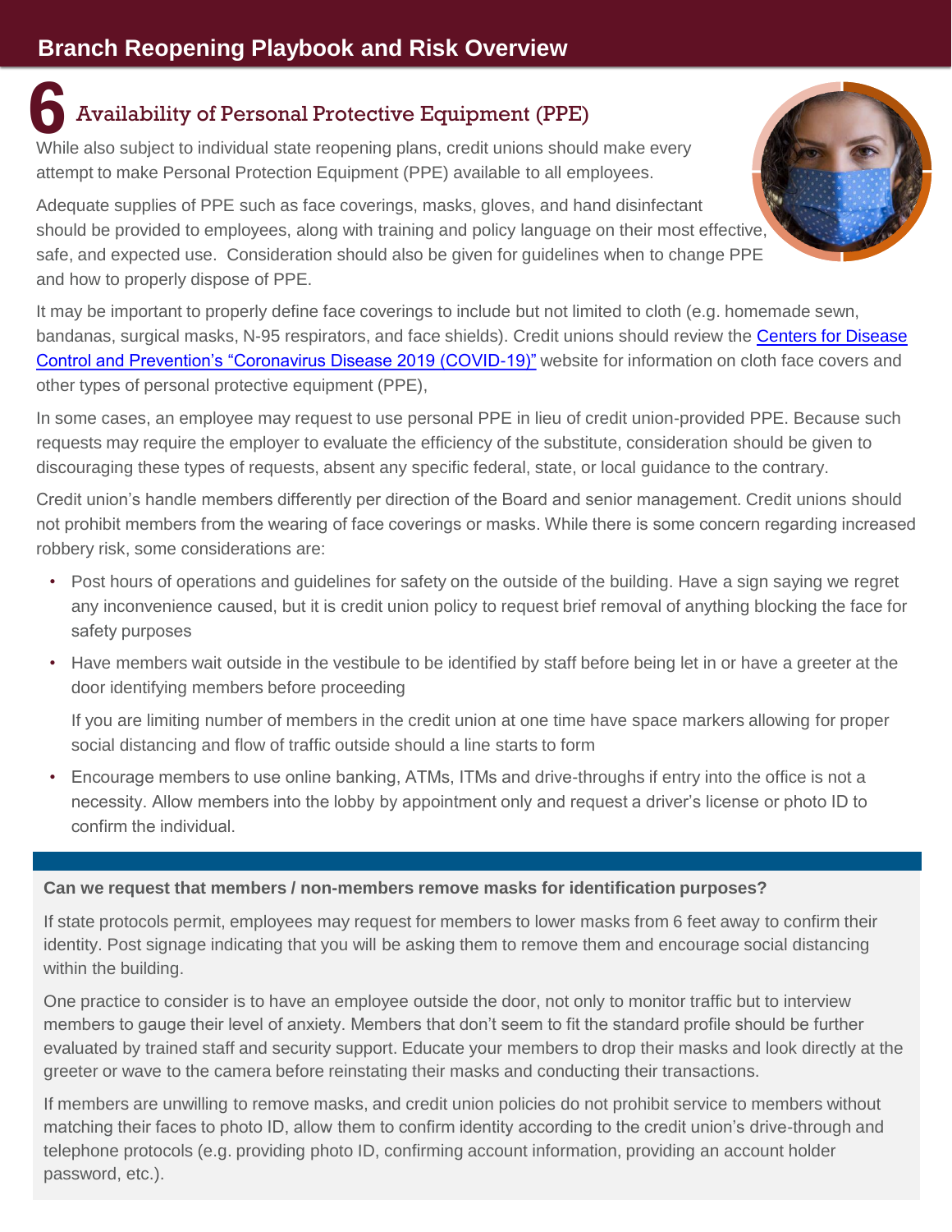## 6 Availability of Personal Protective Equipment (PPE)

While also subject to individual state reopening plans, credit unions should make every attempt to make Personal Protection Equipment (PPE) available to all employees.

Adequate supplies of PPE such as face coverings, masks, gloves, and hand disinfectant should be provided to employees, along with training and policy language on their most effective, safe, and expected use. Consideration should also be given for guidelines when to change PPE and how to properly dispose of PPE.

It may be important to properly define face coverings to include but not limited to cloth (e.g. homemade sewn, bandanas, surgical masks, N-95 respirators, and face shields). Credit unions should review the Centers for Disease Control and Prevention's "Coronavirus Disease 2019 (COVID-19)" website for information on cloth face covers and other types of personal protective equipment (PPE),

In some cases, an employee may request to use personal PPE in lieu of credit union-provided PPE. Because such requests may require the employer to evaluate the efficiency of the substitute, consideration should be given to discouraging these types of requests, absent any specific federal, state, or local guidance to the contrary.

Credit union's handle members differently per direction of the Board and senior management. Credit unions should not prohibit members from the wearing of face coverings or masks. While there is some concern regarding increased robbery risk, some considerations are:

- Post hours of operations and guidelines for safety on the outside of the building. Have a sign saying we regret any inconvenience caused, but it is credit union policy to request brief removal of anything blocking the face for safety purposes
- Have members wait outside in the vestibule to be identified by staff before being let in or have a greeter at the door identifying members before proceeding

  If you are limiting number of members in the credit union at one time have space markers allowing for proper social distancing and flow of traffic outside should a line starts to form
- Encourage members to use online banking, ATMs, ITMs and drive-throughs if entry into the office is not a necessity. Allow members into the lobby by appointment only and request a driver's license or photo ID to confirm the individual.

**Can we request that members / non-members remove masks for identification purposes?**

If state protocols permit, employees may request for members to lower masks from 6 feet away to confirm their identity. Post signage indicating that you will be asking them to remove them and encourage social distancing within the building.

One practice to consider is to have an employee outside the door, not only to monitor traffic but to interview members to gauge their level of anxiety. Members that don't seem to fit the standard profile should be further evaluated by trained staff and security support. Educate your members to drop their masks and look directly at the greeter or wave to the camera before reinstating their masks and conducting their transactions.

If members are unwilling to remove masks, and credit union policies do not prohibit service to members without matching their faces to photo ID, allow them to confirm identity according to the credit union's drive-through and telephone protocols (e.g. providing photo ID, confirming account information, providing an account holder password, etc.).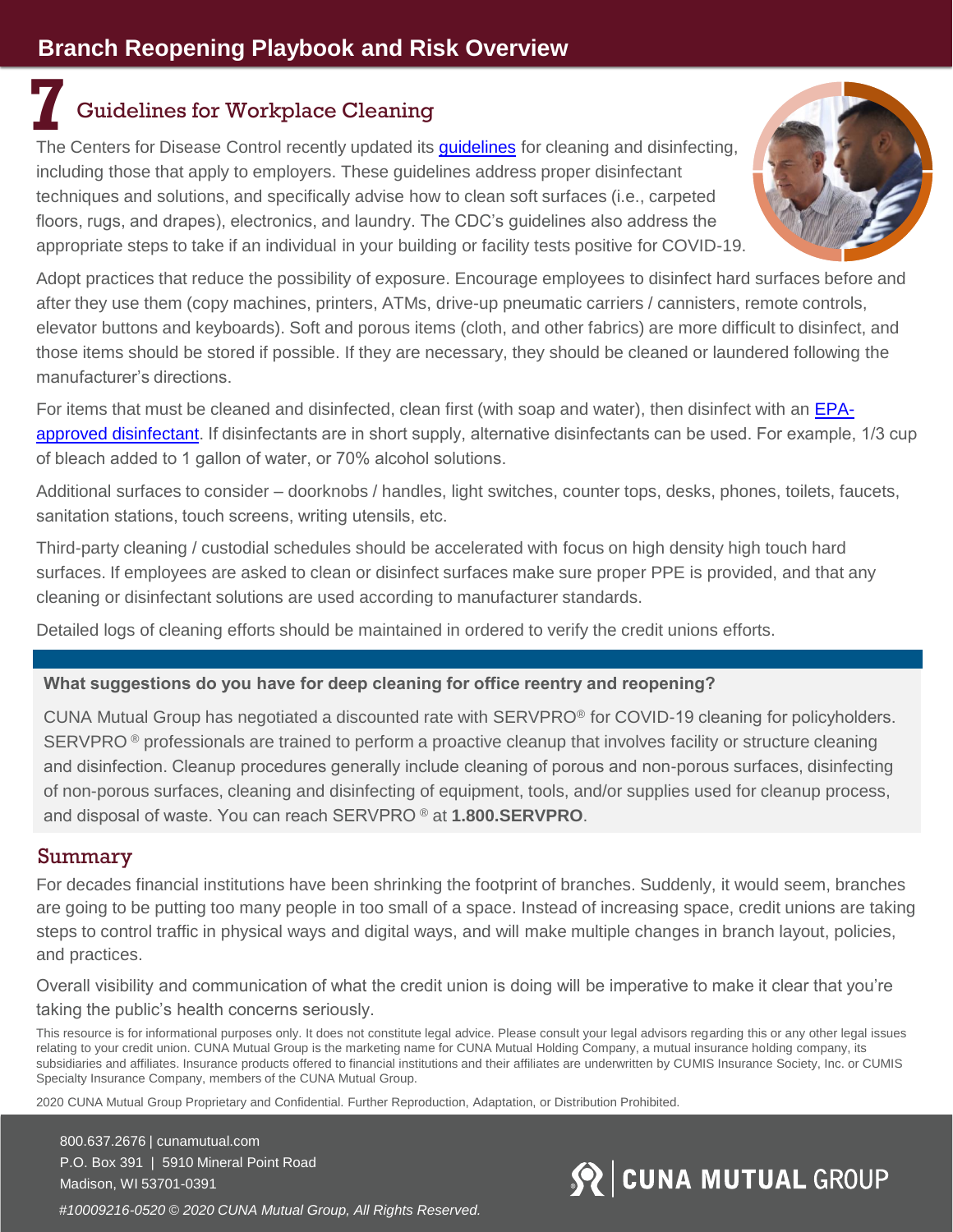## 7 Guidelines for Workplace Cleaning

The Centers for Disease Control recently updated its guidelines for cleaning and disinfecting, including those that apply to employers. These guidelines address proper disinfectant techniques and solutions, and specifically advise how to clean soft surfaces (i.e., carpeted floors, rugs, and drapes), electronics, and laundry. The CDC's guidelines also address the appropriate steps to take if an individual in your building or facility tests positive for COVID-19.

Adopt practices that reduce the possibility of exposure. Encourage employees to disinfect hard surfaces before and after they use them (copy machines, printers, ATMs, drive-up pneumatic carriers / cannisters, remote controls, elevator buttons and keyboards). Soft and porous items (cloth, and other fabrics) are more difficult to disinfect, and those items should be stored if possible. If they are necessary, they should be cleaned or laundered following the manufacturer's directions.

For items that must be cleaned and disinfected, clean first (with soap and water), then disinfect with an EPA-approved disinfectant. If disinfectants are in short supply, alternative disinfectants can be used. For example, 1/3 cup of bleach added to 1 gallon of water, or 70% alcohol solutions.

Additional surfaces to consider – doorknobs / handles, light switches, counter tops, desks, phones, toilets, faucets, sanitation stations, touch screens, writing utensils, etc.

Third-party cleaning / custodial schedules should be accelerated with focus on high density high touch hard surfaces. If employees are asked to clean or disinfect surfaces make sure proper PPE is provided, and that any cleaning or disinfectant solutions are used according to manufacturer standards.

Detailed logs of cleaning efforts should be maintained in ordered to verify the credit unions efforts.

**What suggestions do you have for deep cleaning for office reentry and reopening?**

CUNA Mutual Group has negotiated a discounted rate with SERVPRO® for COVID-19 cleaning for policyholders. SERVPRO® professionals are trained to perform a proactive cleanup that involves facility or structure cleaning and disinfection. Cleanup procedures generally include cleaning of porous and non-porous surfaces, disinfecting of non-porous surfaces, cleaning and disinfecting of equipment, tools, and/or supplies used for cleanup process, and disposal of waste. You can reach SERVPRO® at **1.800.SERVPRO**.

## Summary

For decades financial institutions have been shrinking the footprint of branches. Suddenly, it would seem, branches are going to be putting too many people in too small of a space. Instead of increasing space, credit unions are taking steps to control traffic in physical ways and digital ways, and will make multiple changes in branch layout, policies, and practices.

Overall visibility and communication of what the credit union is doing will be imperative to make it clear that you're taking the public's health concerns seriously.

This resource is for informational purposes only. It does not constitute legal advice. Please consult your legal advisors regarding this or any other legal issues relating to your credit union. CUNA Mutual Group is the marketing name for CUNA Mutual Holding Company, a mutual insurance holding company, its subsidiaries and affiliates. Insurance products offered to financial institutions and their affiliates are underwritten by CUMIS Insurance Society, Inc. or CUMIS Specialty Insurance Company, members of the CUNA Mutual Group.

2020 CUNA Mutual Group Proprietary and Confidential. Further Reproduction, Adaptation, or Distribution Prohibited.

800.637.2676 | cunamutual.com
P.O. Box 391 | 5910 Mineral Point Road
Madison, WI 53701-0391

*#10009216-0520 © 2020 CUNA Mutual Group, All Rights Reserved.*

CUNA MUTUAL GROUP